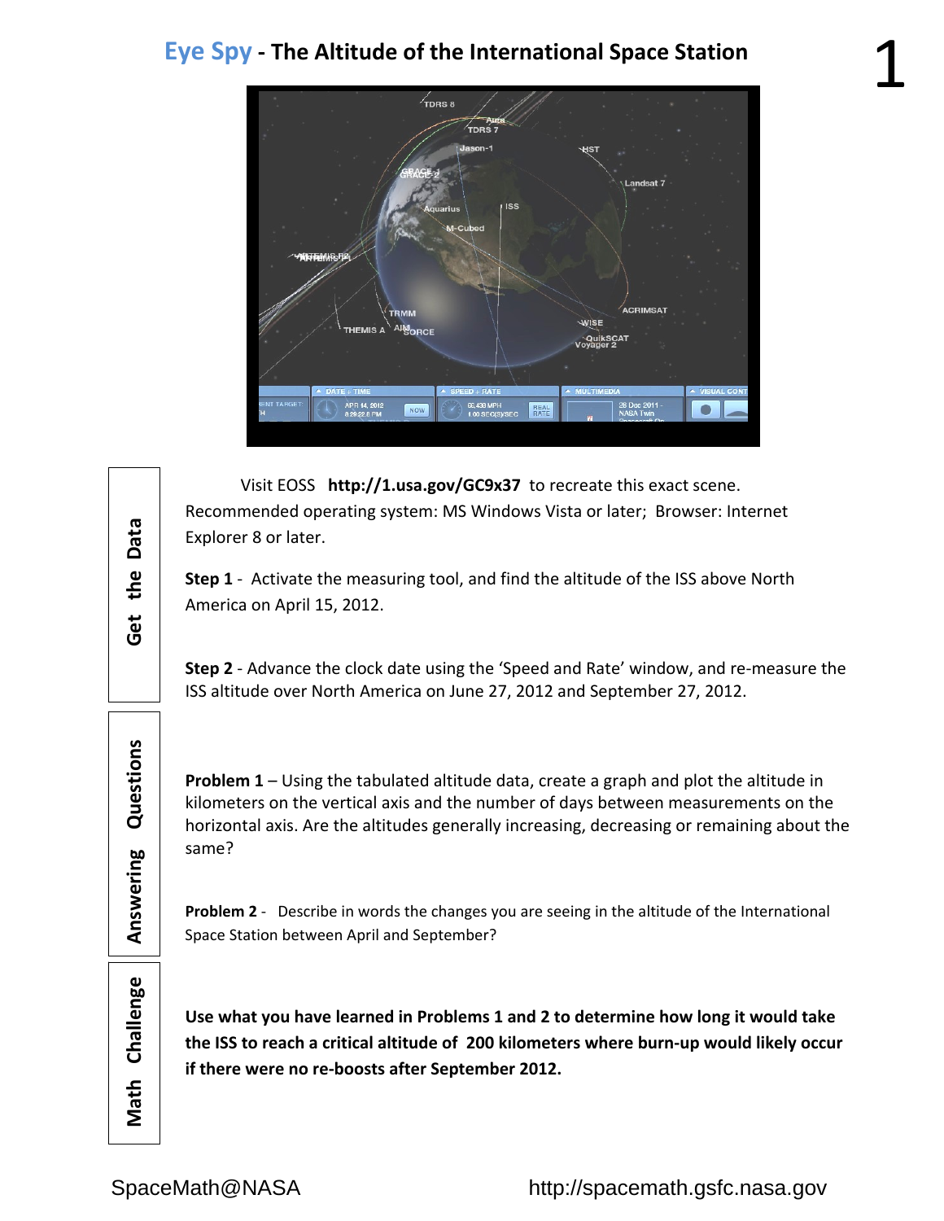# Eye Spy - The Altitude of the International Space Station

## Get the Data

Visit EOSS **http://1.usa.gov/GC9x37** to recreate this exact scene.
Recommended operating system: MS Windows Vista or later; Browser: Internet Explorer 8 or later.

**Step 1** - Activate the measuring tool, and find the altitude of the ISS above North America on April 15, 2012.

**Step 2** - Advance the clock date using the 'Speed and Rate' window, and re-measure the ISS altitude over North America on June 27, 2012 and September 27, 2012.

## Answering Questions

**Problem 1** – Using the tabulated altitude data, create a graph and plot the altitude in kilometers on the vertical axis and the number of days between measurements on the horizontal axis. Are the altitudes generally increasing, decreasing or remaining about the same?

**Problem 2** - Describe in words the changes you are seeing in the altitude of the International Space Station between April and September?

## Math Challenge

**Use what you have learned in Problems 1 and 2 to determine how long it would take the ISS to reach a critical altitude of 200 kilometers where burn-up would likely occur if there were no re-boosts after September 2012.**

SpaceMath@NASA http://spacemath.gsfc.nasa.gov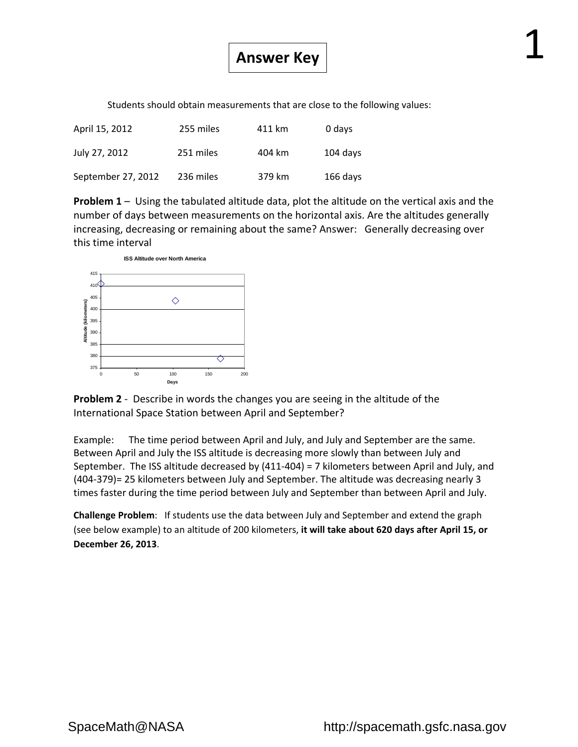# Answer Key

Students should obtain measurements that are close to the following values:

| | | | |
|---|---|---|---|
| April 15, 2012 | 255 miles | 411 km | 0 days |
| July 27, 2012 | 251 miles | 404 km | 104 days |
| September 27, 2012 | 236 miles | 379 km | 166 days |

**Problem 1** – Using the tabulated altitude data, plot the altitude on the vertical axis and the number of days between measurements on the horizontal axis. Are the altitudes generally increasing, decreasing or remaining about the same? Answer: Generally decreasing over this time interval

ISS Altitude over North America

Altitude (kilometers)

415
410
405
400
395
390
385
380
375

0 50 100 150 200

Days

**Problem 2** - Describe in words the changes you are seeing in the altitude of the International Space Station between April and September?

Example: The time period between April and July, and July and September are the same. Between April and July the ISS altitude is decreasing more slowly than between July and September. The ISS altitude decreased by (411-404) = 7 kilometers between April and July, and (404-379)= 25 kilometers between July and September. The altitude was decreasing nearly 3 times faster during the time period between July and September than between April and July.

**Challenge Problem**: If students use the data between July and September and extend the graph (see below example) to an altitude of 200 kilometers, **it will take about 620 days after April 15, or December 26, 2013**.